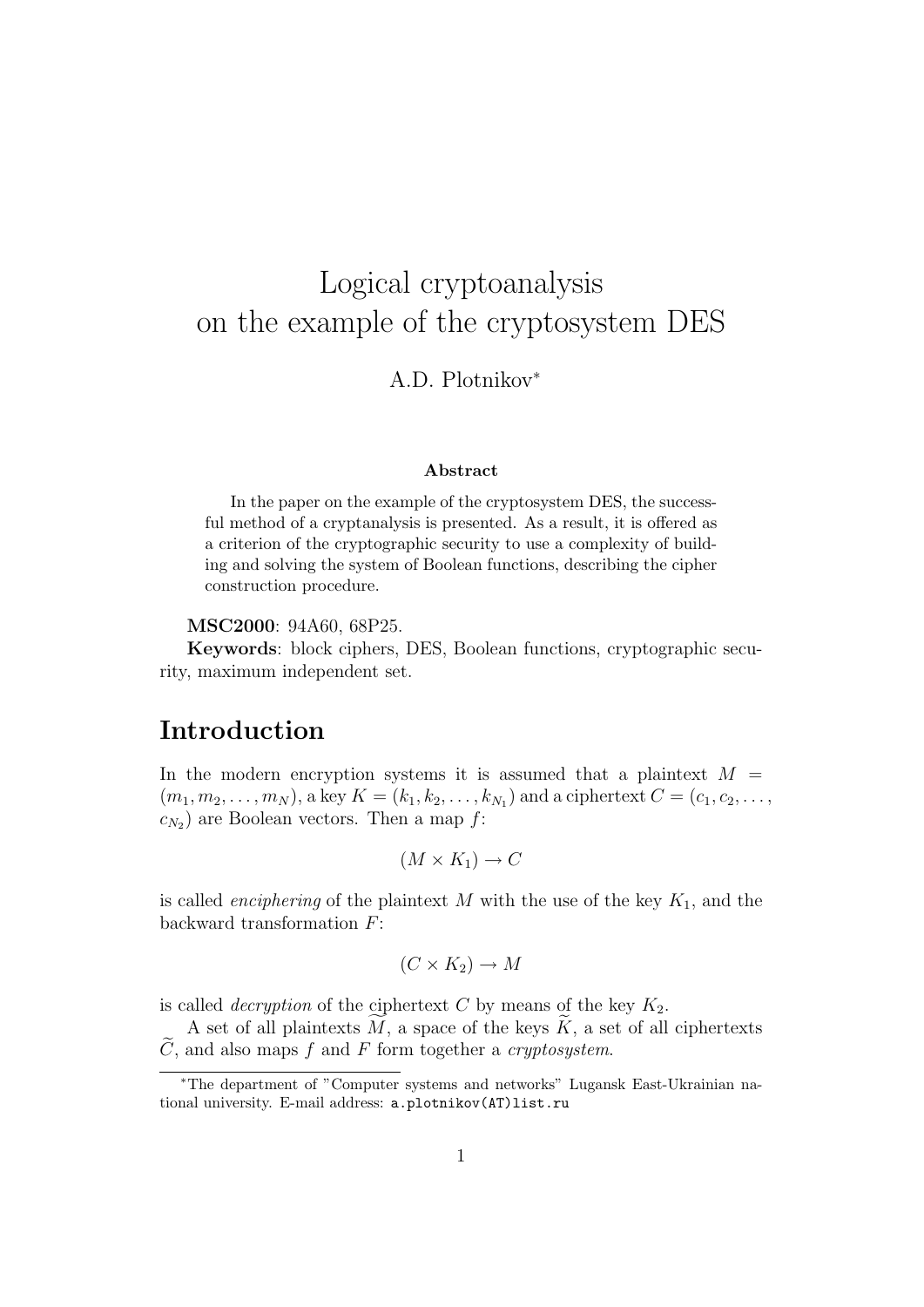# Logical cryptoanalysis on the example of the cryptosystem DES

A.D. Plotnikov*

**Abstract**

In the paper on the example of the cryptosystem DES, the successful method of a cryptanalysis is presented. As a result, it is offered as a criterion of the cryptographic security to use a complexity of building and solving the system of Boolean functions, describing the cipher construction procedure.

**MSC2000**: 94A60, 68P25.

**Keywords**: block ciphers, DES, Boolean functions, cryptographic security, maximum independent set.

## Introduction

In the modern encryption systems it is assumed that a plaintext $M = (m_1, m_2, \dots, m_N)$, a key $K = (k_1, k_2, \dots, k_{N_1})$ and a ciphertext $C = (c_1, c_2, \dots, c_{N_2})$ are Boolean vectors. Then a map $f$:

$$(M \times K_1) \to C$$

is called *enciphering* of the plaintext $M$ with the use of the key $K_1$, and the backward transformation $F$:

$$(C \times K_2) \to M$$

is called *decryption* of the ciphertext $C$ by means of the key $K_2$.

A set of all plaintexts $\widetilde{M}$, a space of the keys $\widetilde{K}$, a set of all ciphertexts $\widetilde{C}$, and also maps $f$ and $F$ form together a *cryptosystem*.

*The department of "Computer systems and networks" Lugansk East-Ukrainian national university. E-mail address: a.plotnikov(AT)list.ru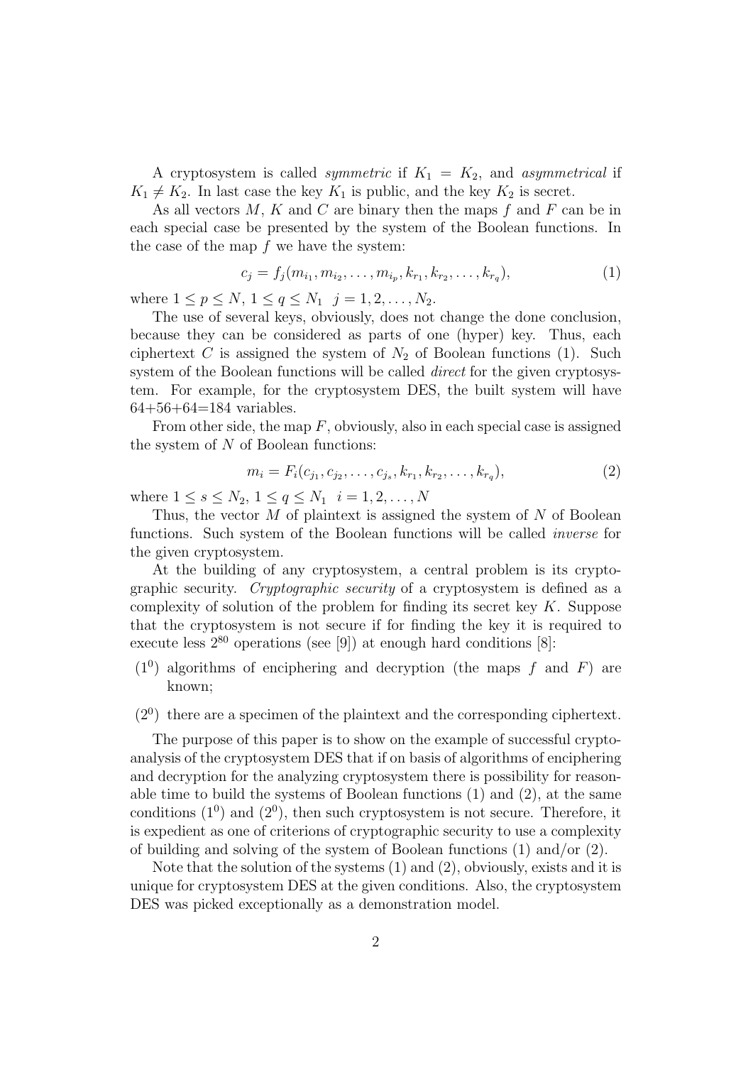A cryptosystem is called *symmetric* if $K_1 = K_2$, and *asymmetrical* if $K_1 \neq K_2$. In last case the key $K_1$ is public, and the key $K_2$ is secret.

As all vectors $M$, $K$ and $C$ are binary then the maps $f$ and $F$ can be in each special case be presented by the system of the Boolean functions. In the case of the map $f$ we have the system:

$$c_j = f_j(m_{i_1}, m_{i_2}, \dots, m_{i_p}, k_{r_1}, k_{r_2}, \dots, k_{r_q}), \tag{1}$$

where $1 \leq p \leq N$, $1 \leq q \leq N_1$ $j = 1, 2, \dots, N_2$.

The use of several keys, obviously, does not change the done conclusion, because they can be considered as parts of one (hyper) key. Thus, each ciphertext $C$ is assigned the system of $N_2$ of Boolean functions (1). Such system of the Boolean functions will be called *direct* for the given cryptosystem. For example, for the cryptosystem DES, the built system will have 64+56+64=184 variables.

From other side, the map $F$, obviously, also in each special case is assigned the system of $N$ of Boolean functions:

$$m_i = F_i(c_{j_1}, c_{j_2}, \dots, c_{j_s}, k_{r_1}, k_{r_2}, \dots, k_{r_q}), \tag{2}$$

where $1 \leq s \leq N_2$, $1 \leq q \leq N_1$ $i = 1, 2, \dots, N$

Thus, the vector $M$ of plaintext is assigned the system of $N$ of Boolean functions. Such system of the Boolean functions will be called *inverse* for the given cryptosystem.

At the building of any cryptosystem, a central problem is its cryptographic security. *Cryptographic security* of a cryptosystem is defined as a complexity of solution of the problem for finding its secret key $K$. Suppose that the cryptosystem is not secure if for finding the key it is required to execute less $2^{80}$ operations (see [9]) at enough hard conditions [8]:

- $(1^0)$ algorithms of enciphering and decryption (the maps $f$ and $F$) are known;
- $(2^0)$ there are a specimen of the plaintext and the corresponding ciphertext.

The purpose of this paper is to show on the example of successful cryptoanalysis of the cryptosystem DES that if on basis of algorithms of enciphering and decryption for the analyzing cryptosystem there is possibility for reasonable time to build the systems of Boolean functions (1) and (2), at the same conditions $(1^0)$ and $(2^0)$, then such cryptosystem is not secure. Therefore, it is expedient as one of criterions of cryptographic security to use a complexity of building and solving of the system of Boolean functions (1) and/or (2).

Note that the solution of the systems (1) and (2), obviously, exists and it is unique for cryptosystem DES at the given conditions. Also, the cryptosystem DES was picked exceptionally as a demonstration model.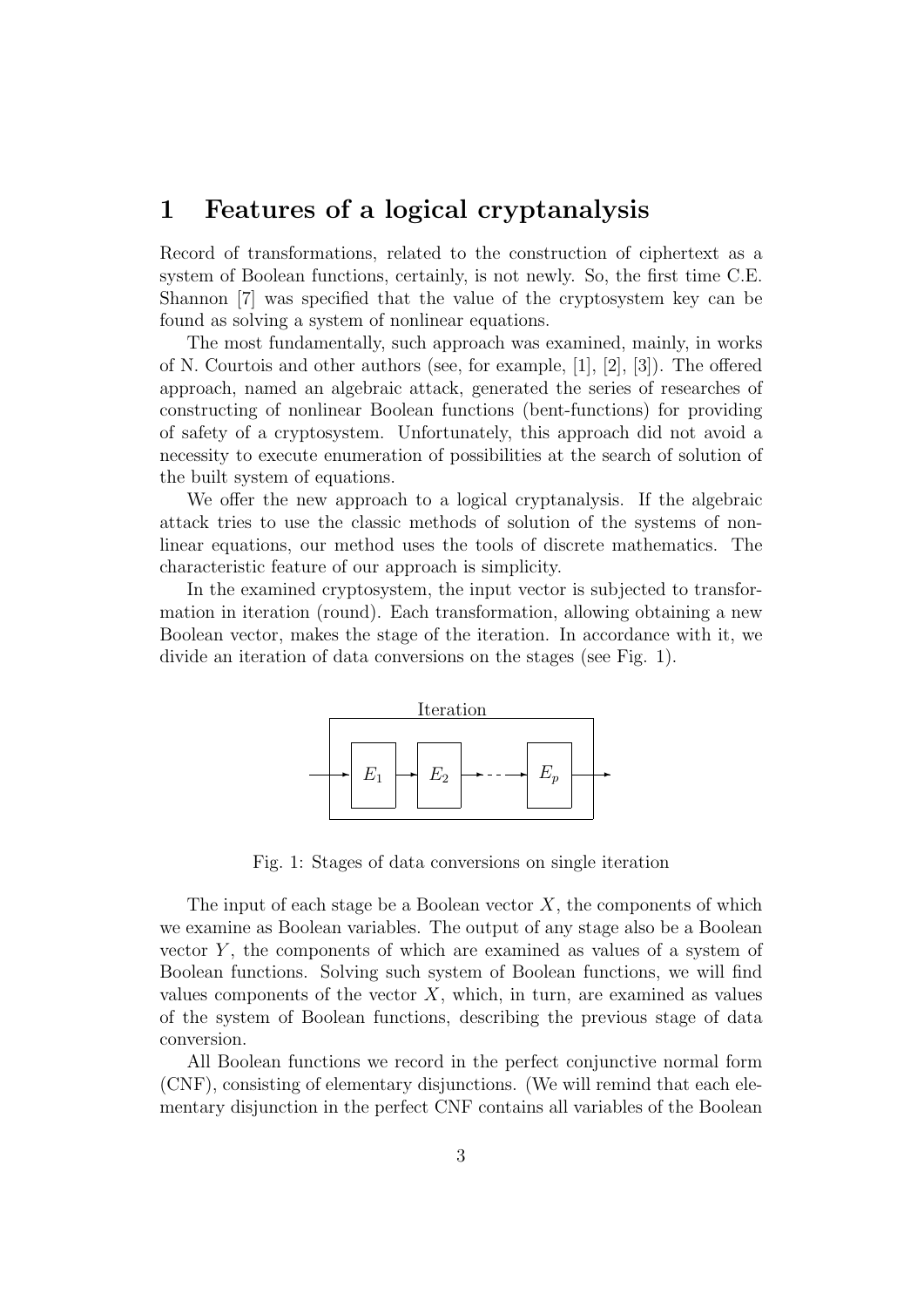# 1 Features of a logical cryptanalysis

Record of transformations, related to the construction of ciphertext as a system of Boolean functions, certainly, is not newly. So, the first time C.E. Shannon [7] was specified that the value of the cryptosystem key can be found as solving a system of nonlinear equations.

The most fundamentally, such approach was examined, mainly, in works of N. Courtois and other authors (see, for example, [1], [2], [3]). The offered approach, named an algebraic attack, generated the series of researches of constructing of nonlinear Boolean functions (bent-functions) for providing of safety of a cryptosystem. Unfortunately, this approach did not avoid a necessity to execute enumeration of possibilities at the search of solution of the built system of equations.

We offer the new approach to a logical cryptanalysis. If the algebraic attack tries to use the classic methods of solution of the systems of nonlinear equations, our method uses the tools of discrete mathematics. The characteristic feature of our approach is simplicity.

In the examined cryptosystem, the input vector is subjected to transformation in iteration (round). Each transformation, allowing obtaining a new Boolean vector, makes the stage of the iteration. In accordance with it, we divide an iteration of data conversions on the stages (see Fig. 1).

Iteration

$\rightarrow E_1 \rightarrow E_2 \rightarrow \cdots \rightarrow E_p \rightarrow$

Fig. 1: Stages of data conversions on single iteration

The input of each stage be a Boolean vector $X$, the components of which we examine as Boolean variables. The output of any stage also be a Boolean vector $Y$, the components of which are examined as values of a system of Boolean functions. Solving such system of Boolean functions, we will find values components of the vector $X$, which, in turn, are examined as values of the system of Boolean functions, describing the previous stage of data conversion.

All Boolean functions we record in the perfect conjunctive normal form (CNF), consisting of elementary disjunctions. (We will remind that each elementary disjunction in the perfect CNF contains all variables of the Boolean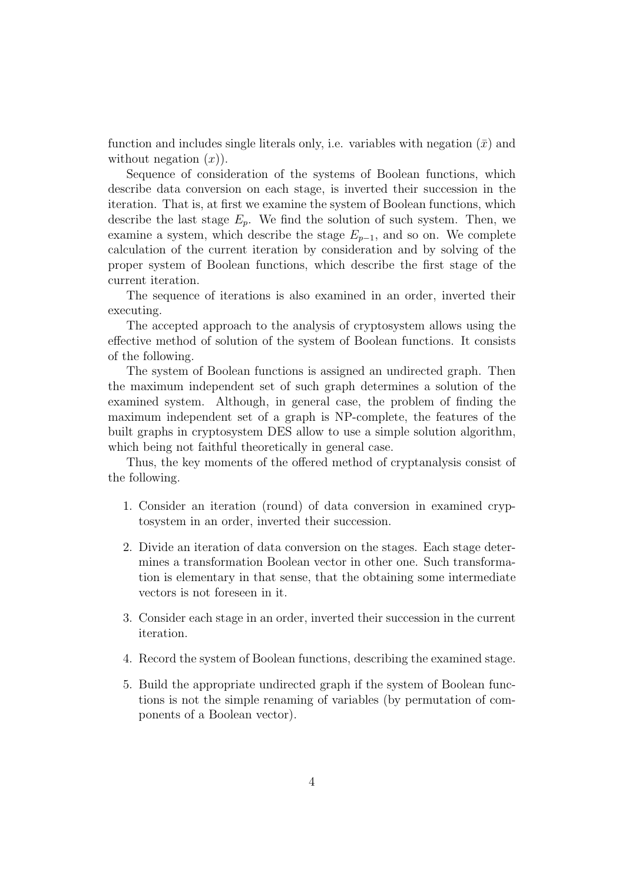function and includes single literals only, i.e. variables with negation ($\bar{x}$) and without negation ($x$)).

Sequence of consideration of the systems of Boolean functions, which describe data conversion on each stage, is inverted their succession in the iteration. That is, at first we examine the system of Boolean functions, which describe the last stage $E_p$. We find the solution of such system. Then, we examine a system, which describe the stage $E_{p-1}$, and so on. We complete calculation of the current iteration by consideration and by solving of the proper system of Boolean functions, which describe the first stage of the current iteration.

The sequence of iterations is also examined in an order, inverted their executing.

The accepted approach to the analysis of cryptosystem allows using the effective method of solution of the system of Boolean functions. It consists of the following.

The system of Boolean functions is assigned an undirected graph. Then the maximum independent set of such graph determines a solution of the examined system. Although, in general case, the problem of finding the maximum independent set of a graph is NP-complete, the features of the built graphs in cryptosystem DES allow to use a simple solution algorithm, which being not faithful theoretically in general case.

Thus, the key moments of the offered method of cryptanalysis consist of the following.

1. Consider an iteration (round) of data conversion in examined cryptosystem in an order, inverted their succession.
2. Divide an iteration of data conversion on the stages. Each stage determines a transformation Boolean vector in other one. Such transformation is elementary in that sense, that the obtaining some intermediate vectors is not foreseen in it.
3. Consider each stage in an order, inverted their succession in the current iteration.
4. Record the system of Boolean functions, describing the examined stage.
5. Build the appropriate undirected graph if the system of Boolean functions is not the simple renaming of variables (by permutation of components of a Boolean vector).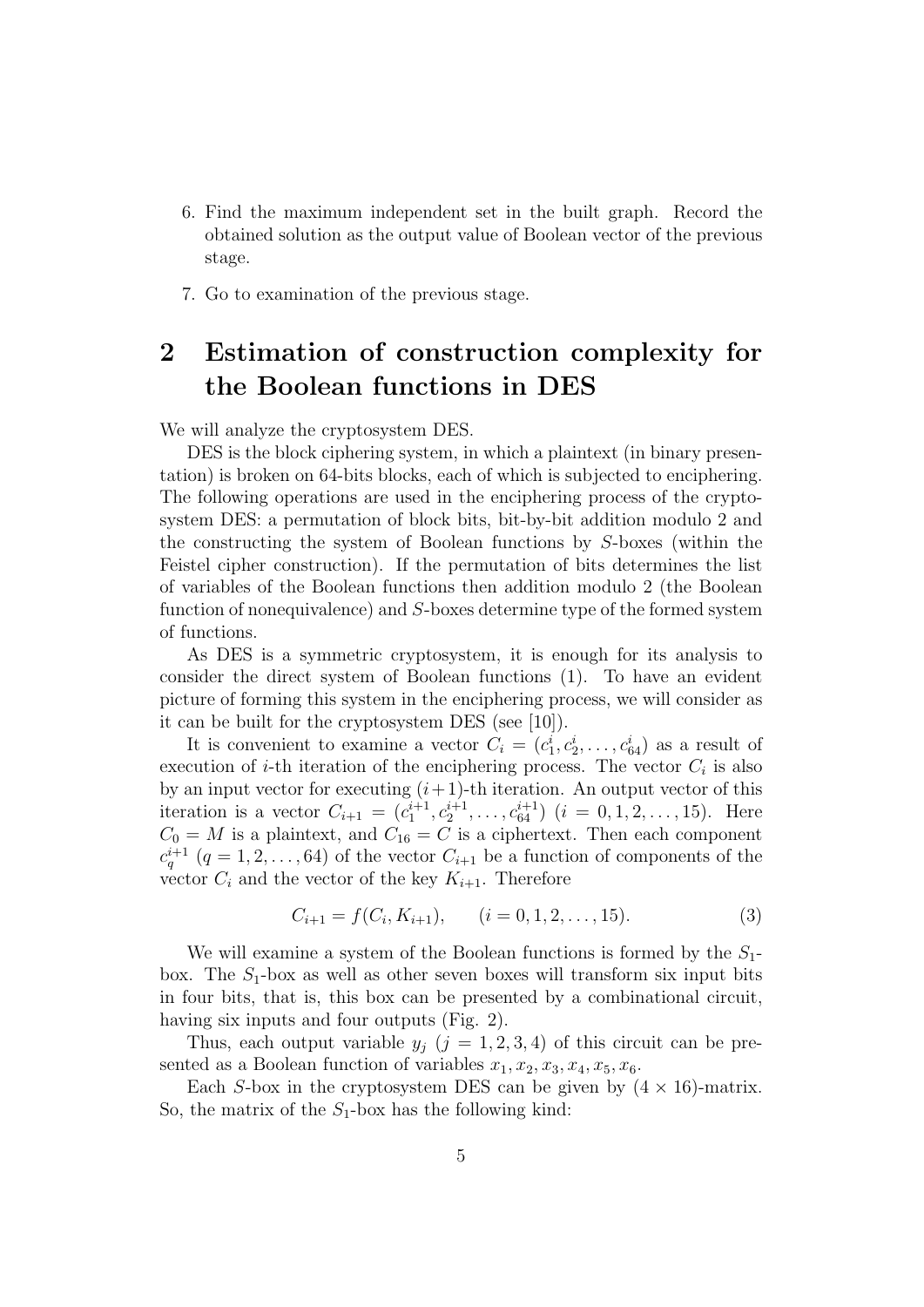6. Find the maximum independent set in the built graph. Record the obtained solution as the output value of Boolean vector of the previous stage.

7. Go to examination of the previous stage.

## 2 Estimation of construction complexity for the Boolean functions in DES

We will analyze the cryptosystem DES.

DES is the block ciphering system, in which a plaintext (in binary presentation) is broken on 64-bits blocks, each of which is subjected to enciphering. The following operations are used in the enciphering process of the cryptosystem DES: a permutation of block bits, bit-by-bit addition modulo 2 and the constructing the system of Boolean functions by $S$-boxes (within the Feistel cipher construction). If the permutation of bits determines the list of variables of the Boolean functions then addition modulo 2 (the Boolean function of nonequivalence) and $S$-boxes determine type of the formed system of functions.

As DES is a symmetric cryptosystem, it is enough for its analysis to consider the direct system of Boolean functions (1). To have an evident picture of forming this system in the enciphering process, we will consider as it can be built for the cryptosystem DES (see [10]).

It is convenient to examine a vector $C_i = (c_1^i, c_2^i, \ldots, c_{64}^i)$ as a result of execution of $i$-th iteration of the enciphering process. The vector $C_i$ is also by an input vector for executing $(i+1)$-th iteration. An output vector of this iteration is a vector $C_{i+1} = (c_1^{i+1}, c_2^{i+1}, \ldots, c_{64}^{i+1})$ $(i = 0, 1, 2, \ldots, 15)$. Here $C_0 = M$ is a plaintext, and $C_{16} = C$ is a ciphertext. Then each component $c_q^{i+1}$ $(q = 1, 2, \ldots, 64)$ of the vector $C_{i+1}$ be a function of components of the vector $C_i$ and the vector of the key $K_{i+1}$. Therefore

$$C_{i+1} = f(C_i, K_{i+1}), \qquad (i = 0, 1, 2, \ldots, 15). \tag{3}$$

We will examine a system of the Boolean functions is formed by the $S_1$-box. The $S_1$-box as well as other seven boxes will transform six input bits in four bits, that is, this box can be presented by a combinational circuit, having six inputs and four outputs (Fig. 2).

Thus, each output variable $y_j$ $(j = 1, 2, 3, 4)$ of this circuit can be presented as a Boolean function of variables $x_1, x_2, x_3, x_4, x_5, x_6$.

Each $S$-box in the cryptosystem DES can be given by $(4 \times 16)$-matrix. So, the matrix of the $S_1$-box has the following kind: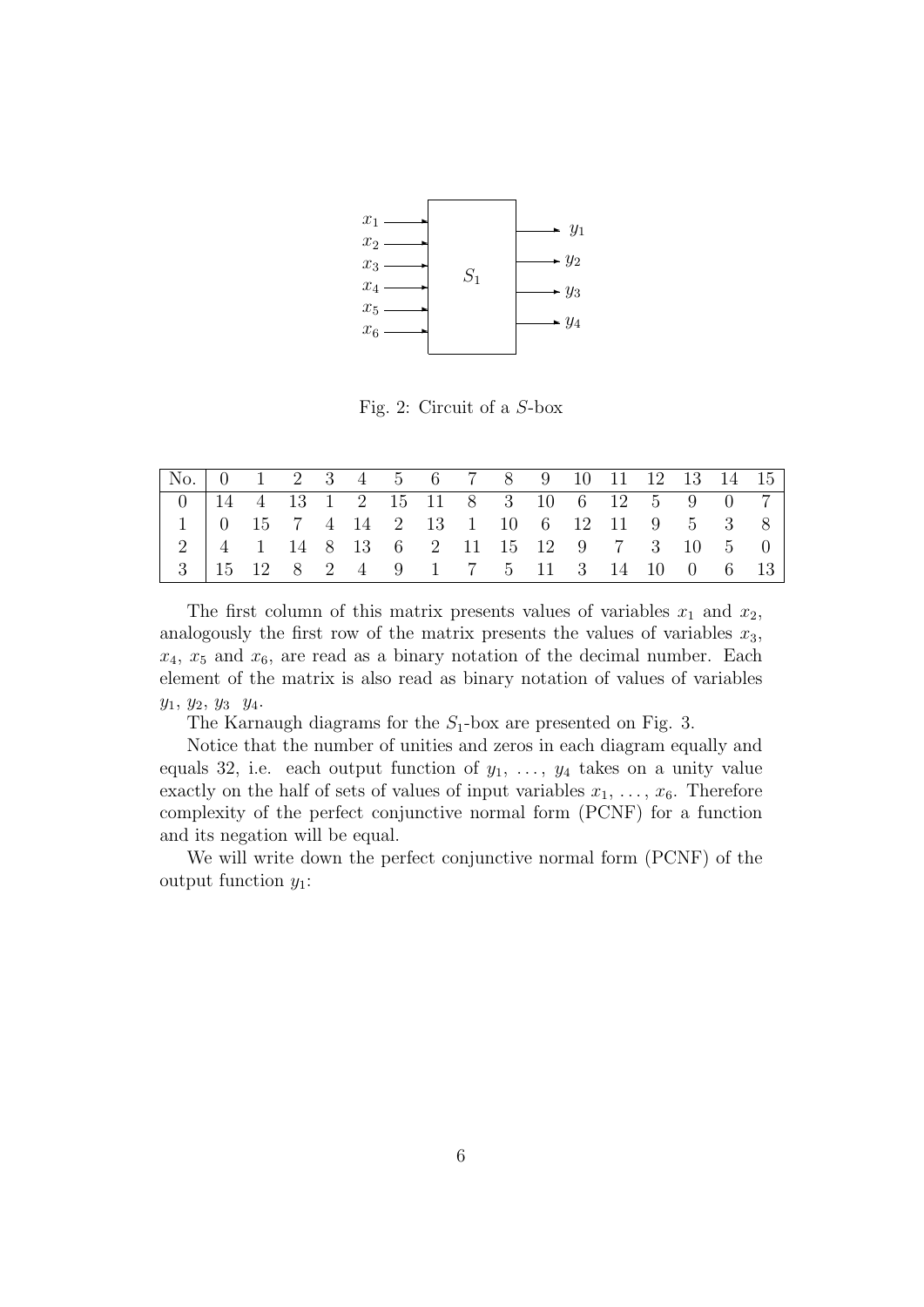Fig. 2: Circuit of a $S$-box

| No. | 0 | 1 | 2 | 3 | 4 | 5 | 6 | 7 | 8 | 9 | 10 | 11 | 12 | 13 | 14 | 15 |
|---|---|---|---|---|---|---|---|---|---|---|---|---|---|---|---|---|
| 0 | 14 | 4 | 13 | 1 | 2 | 15 | 11 | 8 | 3 | 10 | 6 | 12 | 5 | 9 | 0 | 7 |
| 1 | 0 | 15 | 7 | 4 | 14 | 2 | 13 | 1 | 10 | 6 | 12 | 11 | 9 | 5 | 3 | 8 |
| 2 | 4 | 1 | 14 | 8 | 13 | 6 | 2 | 11 | 15 | 12 | 9 | 7 | 3 | 10 | 5 | 0 |
| 3 | 15 | 12 | 8 | 2 | 4 | 9 | 1 | 7 | 5 | 11 | 3 | 14 | 10 | 0 | 6 | 13 |

The first column of this matrix presents values of variables $x_1$ and $x_2$, analogously the first row of the matrix presents the values of variables $x_3$, $x_4$, $x_5$ and $x_6$, are read as a binary notation of the decimal number. Each element of the matrix is also read as binary notation of values of variables $y_1$, $y_2$, $y_3$ $y_4$.

The Karnaugh diagrams for the $S_1$-box are presented on Fig. 3.

Notice that the number of unities and zeros in each diagram equally and equals 32, i.e. each output function of $y_1, \ldots, y_4$ takes on a unity value exactly on the half of sets of values of input variables $x_1, \ldots, x_6$. Therefore complexity of the perfect conjunctive normal form (PCNF) for a function and its negation will be equal.

We will write down the perfect conjunctive normal form (PCNF) of the output function $y_1$: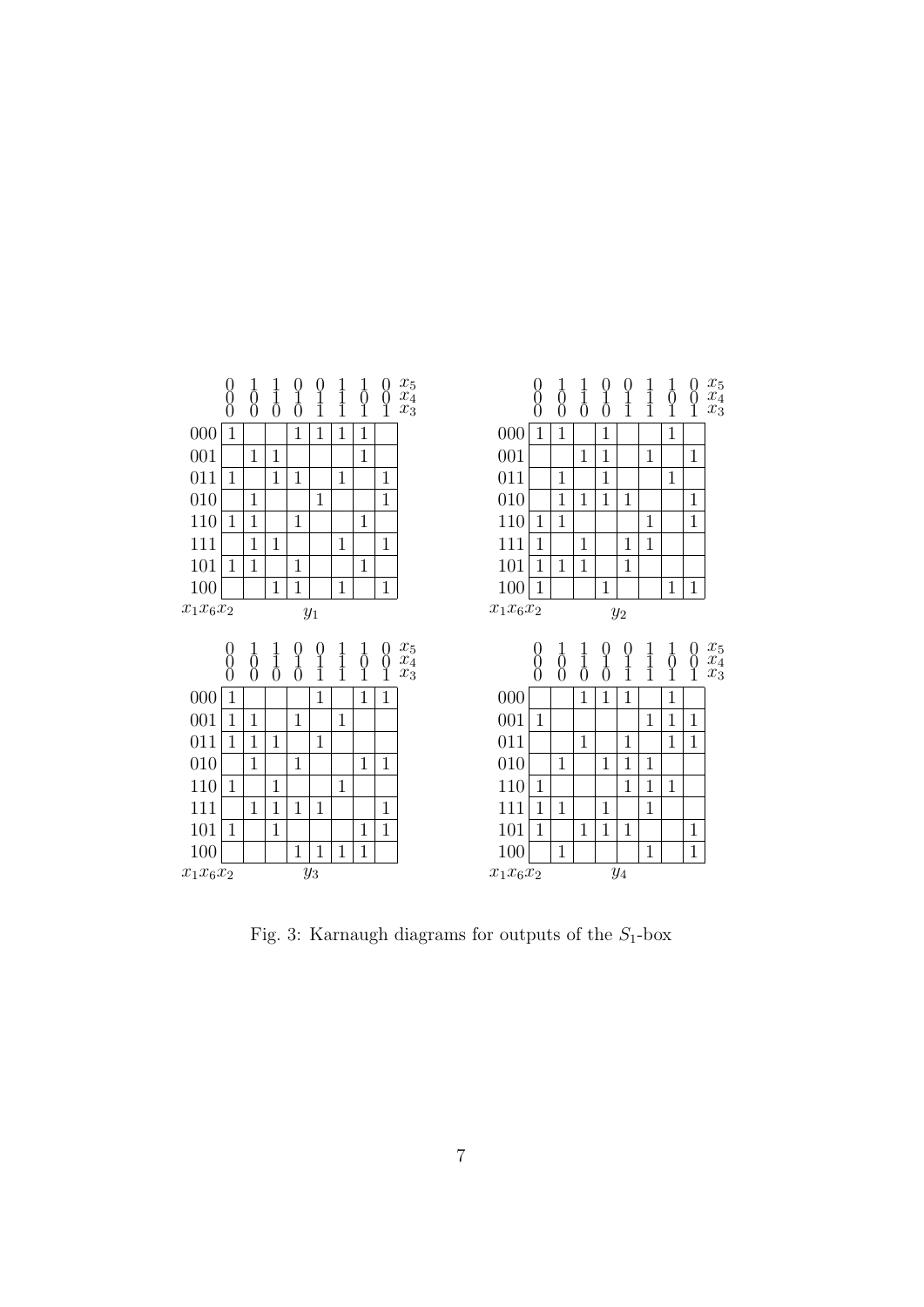**$y_1$**

| $x_1x_6x_2$ \ $x_5x_4x_3$ | 000 | 100 | 110 | 010 | 011 | 111 | 101 | 001 |
|---|---|---|---|---|---|---|---|---|
| 000 | 1 | | | 1 | 1 | 1 | 1 | |
| 001 | | 1 | 1 | | | | 1 | |
| 011 | 1 | | 1 | 1 | | 1 | | 1 |
| 010 | | 1 | | | 1 | | | 1 |
| 110 | 1 | 1 | | 1 | | | 1 | |
| 111 | | 1 | 1 | | | 1 | | 1 |
| 101 | 1 | 1 | | 1 | | | 1 | |
| 100 | | | 1 | 1 | | 1 | | 1 |

**$y_2$**

| $x_1x_6x_2$ \ $x_5x_4x_3$ | 000 | 100 | 110 | 010 | 011 | 111 | 101 | 001 |
|---|---|---|---|---|---|---|---|---|
| 000 | 1 | 1 | | 1 | | | 1 | |
| 001 | | | 1 | 1 | | 1 | | 1 |
| 011 | | 1 | | 1 | | | 1 | |
| 010 | | 1 | 1 | 1 | 1 | | | 1 |
| 110 | 1 | 1 | | | | 1 | | 1 |
| 111 | 1 | | 1 | | 1 | 1 | | |
| 101 | 1 | 1 | 1 | | 1 | | | |
| 100 | 1 | | | 1 | | | 1 | 1 |

**$y_3$**

| $x_1x_6x_2$ \ $x_5x_4x_3$ | 000 | 100 | 110 | 010 | 011 | 111 | 101 | 001 |
|---|---|---|---|---|---|---|---|---|
| 000 | 1 | | | | 1 | | 1 | 1 |
| 001 | 1 | 1 | | 1 | | 1 | | |
| 011 | 1 | 1 | 1 | | 1 | | | |
| 010 | | 1 | | 1 | | | 1 | 1 |
| 110 | 1 | | 1 | | | 1 | | |
| 111 | | 1 | 1 | 1 | 1 | | | 1 |
| 101 | 1 | | 1 | | | | 1 | 1 |
| 100 | | | | 1 | 1 | 1 | 1 | |

**$y_4$**

| $x_1x_6x_2$ \ $x_5x_4x_3$ | 000 | 100 | 110 | 010 | 011 | 111 | 101 | 001 |
|---|---|---|---|---|---|---|---|---|
| 000 | | | 1 | 1 | 1 | | 1 | |
| 001 | 1 | | | | | 1 | 1 | 1 |
| 011 | | | 1 | | 1 | | 1 | 1 |
| 010 | | 1 | | 1 | 1 | 1 | | |
| 110 | 1 | | | | 1 | 1 | 1 | |
| 111 | 1 | 1 | | 1 | | 1 | | |
| 101 | 1 | | 1 | 1 | 1 | | | 1 |
| 100 | | 1 | | | | 1 | | 1 |

Fig. 3: Karnaugh diagrams for outputs of the $S_1$-box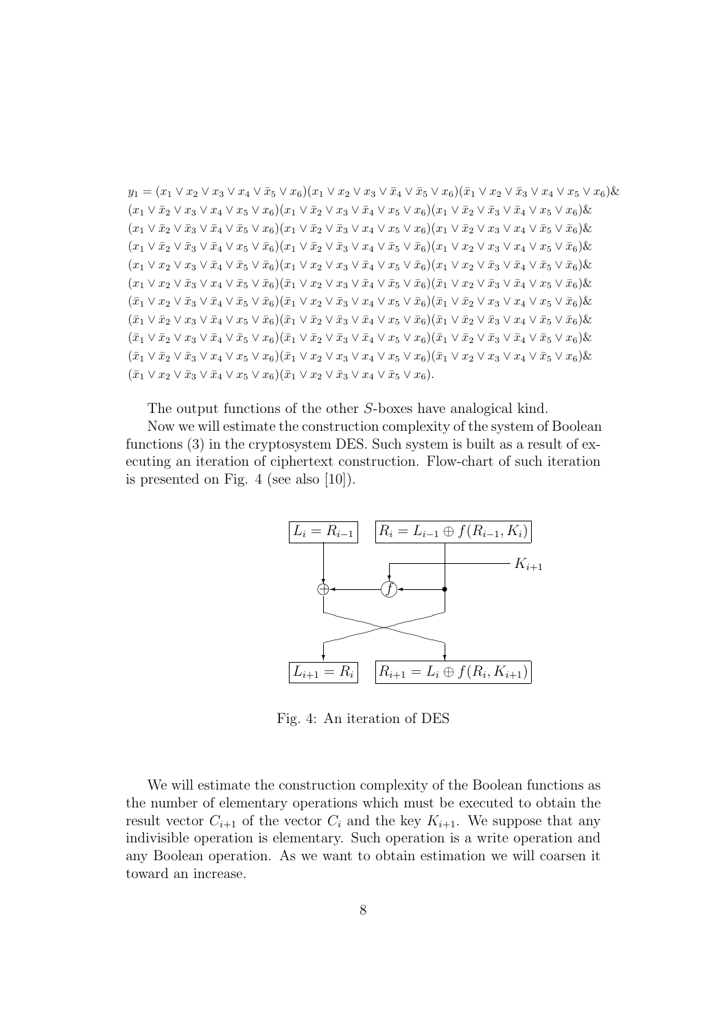$$
\begin{aligned}
y_1 = {} & (x_1 \vee x_2 \vee x_3 \vee x_4 \vee \bar{x}_5 \vee x_6)(x_1 \vee x_2 \vee x_3 \vee \bar{x}_4 \vee \bar{x}_5 \vee x_6)(\bar{x}_1 \vee x_2 \vee \bar{x}_3 \vee x_4 \vee x_5 \vee x_6)\& \\
& (x_1 \vee \bar{x}_2 \vee x_3 \vee x_4 \vee x_5 \vee x_6)(x_1 \vee \bar{x}_2 \vee x_3 \vee \bar{x}_4 \vee x_5 \vee x_6)(x_1 \vee \bar{x}_2 \vee \bar{x}_3 \vee \bar{x}_4 \vee x_5 \vee x_6)\& \\
& (x_1 \vee \bar{x}_2 \vee \bar{x}_3 \vee \bar{x}_4 \vee \bar{x}_5 \vee x_6)(x_1 \vee \bar{x}_2 \vee \bar{x}_3 \vee x_4 \vee x_5 \vee x_6)(x_1 \vee \bar{x}_2 \vee x_3 \vee x_4 \vee \bar{x}_5 \vee \bar{x}_6)\& \\
& (x_1 \vee \bar{x}_2 \vee \bar{x}_3 \vee \bar{x}_4 \vee x_5 \vee \bar{x}_6)(x_1 \vee \bar{x}_2 \vee \bar{x}_3 \vee \bar{x}_4 \vee \bar{x}_5 \vee \bar{x}_6)(x_1 \vee x_2 \vee x_3 \vee x_4 \vee x_5 \vee \bar{x}_6)\& \\
& (x_1 \vee x_2 \vee x_3 \vee \bar{x}_4 \vee \bar{x}_5 \vee \bar{x}_6)(x_1 \vee x_2 \vee x_3 \vee \bar{x}_4 \vee x_5 \vee \bar{x}_6)(x_1 \vee x_2 \vee \bar{x}_3 \vee \bar{x}_4 \vee \bar{x}_5 \vee \bar{x}_6)\& \\
& (x_1 \vee x_2 \vee \bar{x}_3 \vee x_4 \vee \bar{x}_5 \vee \bar{x}_6)(\bar{x}_1 \vee x_2 \vee x_3 \vee \bar{x}_4 \vee \bar{x}_5 \vee \bar{x}_6)(\bar{x}_1 \vee x_2 \vee \bar{x}_3 \vee \bar{x}_4 \vee x_5 \vee \bar{x}_6)\& \\
& (\bar{x}_1 \vee x_2 \vee \bar{x}_3 \vee \bar{x}_4 \vee \bar{x}_5 \vee \bar{x}_6)(\bar{x}_1 \vee x_2 \vee \bar{x}_3 \vee x_4 \vee x_5 \vee \bar{x}_6)(\bar{x}_1 \vee \bar{x}_2 \vee x_3 \vee x_4 \vee x_5 \vee \bar{x}_6)\& \\
& (\bar{x}_1 \vee \bar{x}_2 \vee x_3 \vee \bar{x}_4 \vee x_5 \vee \bar{x}_6)(\bar{x}_1 \vee \bar{x}_2 \vee \bar{x}_3 \vee \bar{x}_4 \vee x_5 \vee \bar{x}_6)(\bar{x}_1 \vee \bar{x}_2 \vee \bar{x}_3 \vee x_4 \vee \bar{x}_5 \vee \bar{x}_6)\& \\
& (\bar{x}_1 \vee \bar{x}_2 \vee x_3 \vee \bar{x}_4 \vee \bar{x}_5 \vee x_6)(\bar{x}_1 \vee \bar{x}_2 \vee \bar{x}_3 \vee \bar{x}_4 \vee x_5 \vee x_6)(\bar{x}_1 \vee \bar{x}_2 \vee \bar{x}_3 \vee \bar{x}_4 \vee \bar{x}_5 \vee x_6)\& \\
& (\bar{x}_1 \vee \bar{x}_2 \vee \bar{x}_3 \vee x_4 \vee x_5 \vee x_6)(\bar{x}_1 \vee x_2 \vee x_3 \vee x_4 \vee x_5 \vee x_6)(\bar{x}_1 \vee x_2 \vee x_3 \vee x_4 \vee \bar{x}_5 \vee x_6)\& \\
& (\bar{x}_1 \vee x_2 \vee \bar{x}_3 \vee \bar{x}_4 \vee x_5 \vee x_6)(\bar{x}_1 \vee x_2 \vee \bar{x}_3 \vee x_4 \vee \bar{x}_5 \vee x_6).
\end{aligned}
$$

The output functions of the other $S$-boxes have analogical kind.

Now we will estimate the construction complexity of the system of Boolean functions (3) in the cryptosystem DES. Such system is built as a result of executing an iteration of ciphertext construction. Flow-chart of such iteration is presented on Fig. 4 (see also [10]).

Fig. 4: An iteration of DES

We will estimate the construction complexity of the Boolean functions as the number of elementary operations which must be executed to obtain the result vector $C_{i+1}$ of the vector $C_i$ and the key $K_{i+1}$. We suppose that any indivisible operation is elementary. Such operation is a write operation and any Boolean operation. As we want to obtain estimation we will coarsen it toward an increase.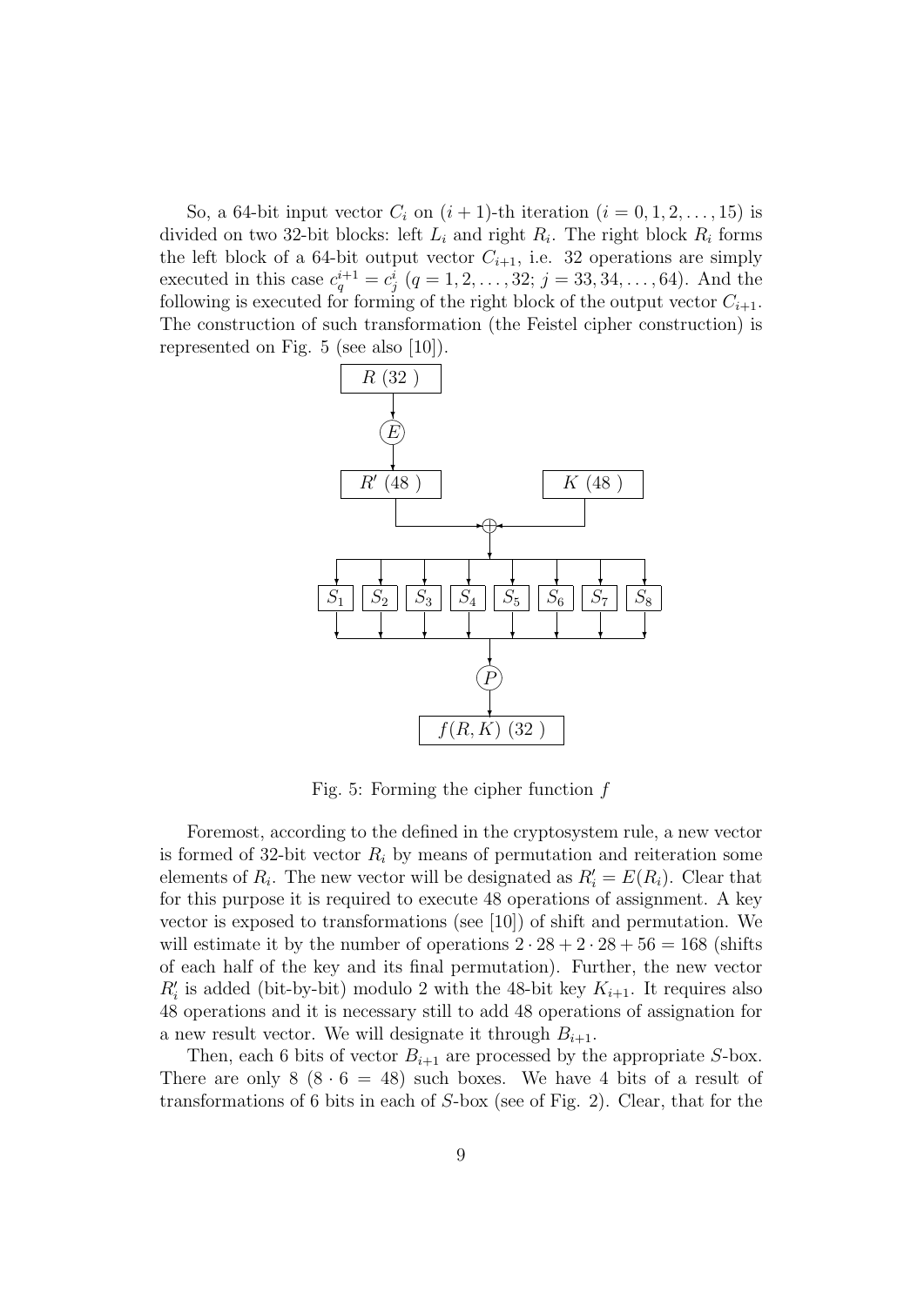So, a 64-bit input vector $C_i$ on $(i+1)$-th iteration $(i = 0, 1, 2, \ldots, 15)$ is divided on two 32-bit blocks: left $L_i$ and right $R_i$. The right block $R_i$ forms the left block of a 64-bit output vector $C_{i+1}$, i.e. 32 operations are simply executed in this case $c_q^{i+1} = c_j^i$ $(q = 1, 2, \ldots, 32;\ j = 33, 34, \ldots, 64)$. And the following is executed for forming of the right block of the output vector $C_{i+1}$. The construction of such transformation (the Feistel cipher construction) is represented on Fig. 5 (see also [10]).

Fig. 5: Forming the cipher function $f$

Foremost, according to the defined in the cryptosystem rule, a new vector is formed of 32-bit vector $R_i$ by means of permutation and reiteration some elements of $R_i$. The new vector will be designated as $R_i' = E(R_i)$. Clear that for this purpose it is required to execute 48 operations of assignment. A key vector is exposed to transformations (see [10]) of shift and permutation. We will estimate it by the number of operations $2 \cdot 28 + 2 \cdot 28 + 56 = 168$ (shifts of each half of the key and its final permutation). Further, the new vector $R_i'$ is added (bit-by-bit) modulo 2 with the 48-bit key $K_{i+1}$. It requires also 48 operations and it is necessary still to add 48 operations of assignation for a new result vector. We will designate it through $B_{i+1}$.

Then, each 6 bits of vector $B_{i+1}$ are processed by the appropriate $S$-box. There are only 8 $(8 \cdot 6 = 48)$ such boxes. We have 4 bits of a result of transformations of 6 bits in each of $S$-box (see of Fig. 2). Clear, that for the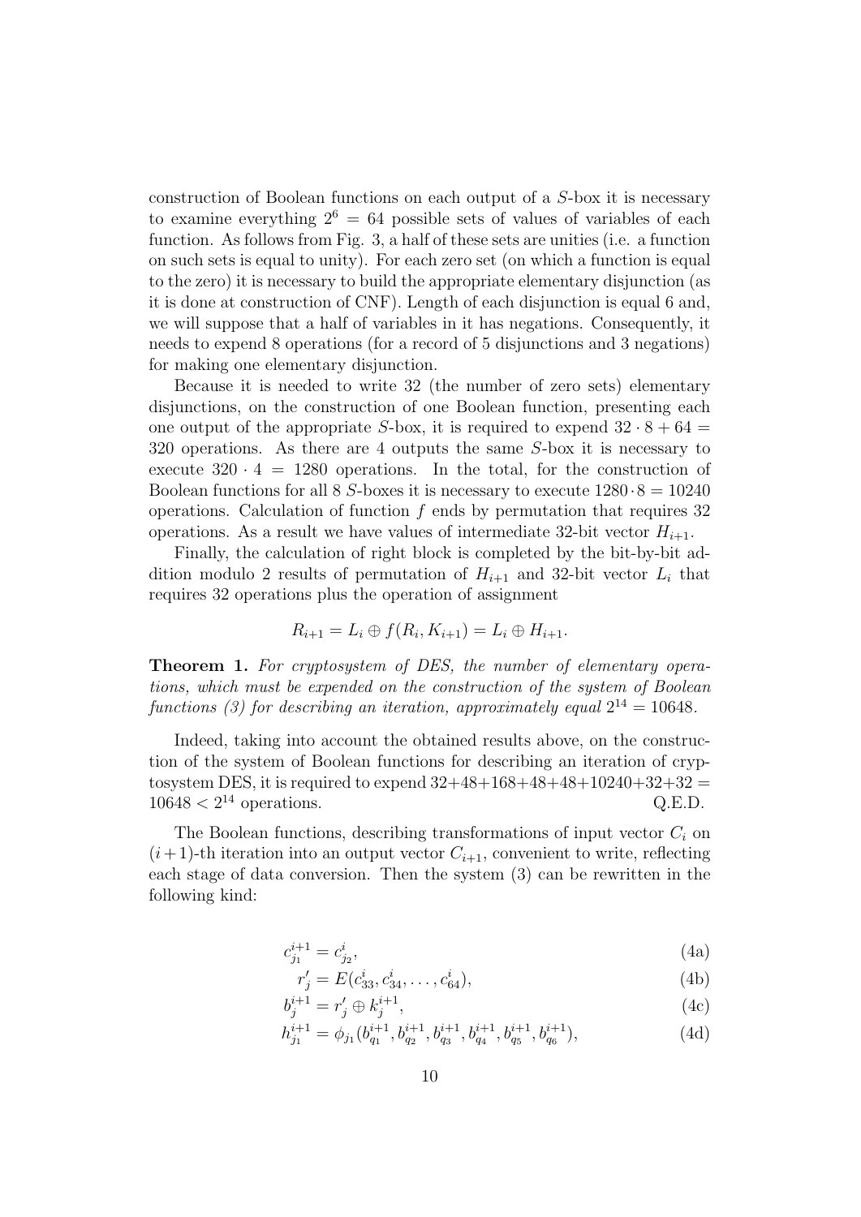construction of Boolean functions on each output of a $S$-box it is necessary to examine everything $2^6 = 64$ possible sets of values of variables of each function. As follows from Fig. 3, a half of these sets are unities (i.e. a function on such sets is equal to unity). For each zero set (on which a function is equal to the zero) it is necessary to build the appropriate elementary disjunction (as it is done at construction of CNF). Length of each disjunction is equal 6 and, we will suppose that a half of variables in it has negations. Consequently, it needs to expend 8 operations (for a record of 5 disjunctions and 3 negations) for making one elementary disjunction.

Because it is needed to write 32 (the number of zero sets) elementary disjunctions, on the construction of one Boolean function, presenting each one output of the appropriate $S$-box, it is required to expend $32 \cdot 8 + 64 = 320$ operations. As there are 4 outputs the same $S$-box it is necessary to execute $320 \cdot 4 = 1280$ operations. In the total, for the construction of Boolean functions for all 8 $S$-boxes it is necessary to execute $1280 \cdot 8 = 10240$ operations. Calculation of function $f$ ends by permutation that requires 32 operations. As a result we have values of intermediate 32-bit vector $H_{i+1}$.

Finally, the calculation of right block is completed by the bit-by-bit addition modulo 2 results of permutation of $H_{i+1}$ and 32-bit vector $L_i$ that requires 32 operations plus the operation of assignment

$$R_{i+1} = L_i \oplus f(R_i, K_{i+1}) = L_i \oplus H_{i+1}.$$

**Theorem 1.** *For cryptosystem of DES, the number of elementary operations, which must be expended on the construction of the system of Boolean functions (3) for describing an iteration, approximately equal* $2^{14} = 10648$.

Indeed, taking into account the obtained results above, on the construction of the system of Boolean functions for describing an iteration of cryptosystem DES, it is required to expend $32+48+168+48+48+10240+32+32 = 10648 < 2^{14}$ operations. Q.E.D.

The Boolean functions, describing transformations of input vector $C_i$ on $(i+1)$-th iteration into an output vector $C_{i+1}$, convenient to write, reflecting each stage of data conversion. Then the system (3) can be rewritten in the following kind:

$$c_{j_1}^{i+1} = c_{j_2}^{i}, \tag{4a}$$

$$r'_j = E(c_{33}^{i}, c_{34}^{i}, \ldots, c_{64}^{i}), \tag{4b}$$

$$b_j^{i+1} = r'_j \oplus k_j^{i+1}, \tag{4c}$$

$$h_{j_1}^{i+1} = \phi_{j_1}(b_{q_1}^{i+1}, b_{q_2}^{i+1}, b_{q_3}^{i+1}, b_{q_4}^{i+1}, b_{q_5}^{i+1}, b_{q_6}^{i+1}), \tag{4d}$$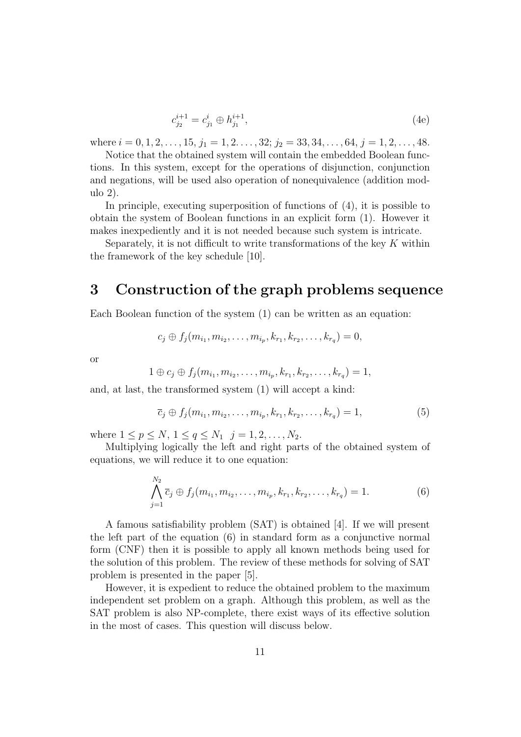$$c_{j_2}^{i+1} = c_{j_1}^{i} \oplus h_{j_1}^{i+1}, \tag{4e}$$

where $i = 0, 1, 2, \ldots, 15$, $j_1 = 1, 2. \ldots, 32$; $j_2 = 33, 34, \ldots, 64$, $j = 1, 2, \ldots, 48$.

Notice that the obtained system will contain the embedded Boolean functions. In this system, except for the operations of disjunction, conjunction and negations, will be used also operation of nonequivalence (addition modulo 2).

In principle, executing superposition of functions of (4), it is possible to obtain the system of Boolean functions in an explicit form (1). However it makes inexpediently and it is not needed because such system is intricate.

Separately, it is not difficult to write transformations of the key $K$ within the framework of the key schedule [10].

## 3 Construction of the graph problems sequence

Each Boolean function of the system (1) can be written as an equation:

$$c_j \oplus f_j(m_{i_1}, m_{i_2}, \ldots, m_{i_p}, k_{r_1}, k_{r_2}, \ldots, k_{r_q}) = 0,$$

or

$$1 \oplus c_j \oplus f_j(m_{i_1}, m_{i_2}, \ldots, m_{i_p}, k_{r_1}, k_{r_2}, \ldots, k_{r_q}) = 1,$$

and, at last, the transformed system (1) will accept a kind:

$$\overline{c}_j \oplus f_j(m_{i_1}, m_{i_2}, \ldots, m_{i_p}, k_{r_1}, k_{r_2}, \ldots, k_{r_q}) = 1, \tag{5}$$

where $1 \leq p \leq N$, $1 \leq q \leq N_1 \;\; j = 1, 2, \ldots, N_2$.

Multiplying logically the left and right parts of the obtained system of equations, we will reduce it to one equation:

$$\bigwedge_{j=1}^{N_2} \overline{c}_j \oplus f_j(m_{i_1}, m_{i_2}, \ldots, m_{i_p}, k_{r_1}, k_{r_2}, \ldots, k_{r_q}) = 1. \tag{6}$$

A famous satisfiability problem (SAT) is obtained [4]. If we will present the left part of the equation (6) in standard form as a conjunctive normal form (CNF) then it is possible to apply all known methods being used for the solution of this problem. The review of these methods for solving of SAT problem is presented in the paper [5].

However, it is expedient to reduce the obtained problem to the maximum independent set problem on a graph. Although this problem, as well as the SAT problem is also NP-complete, there exist ways of its effective solution in the most of cases. This question will discuss below.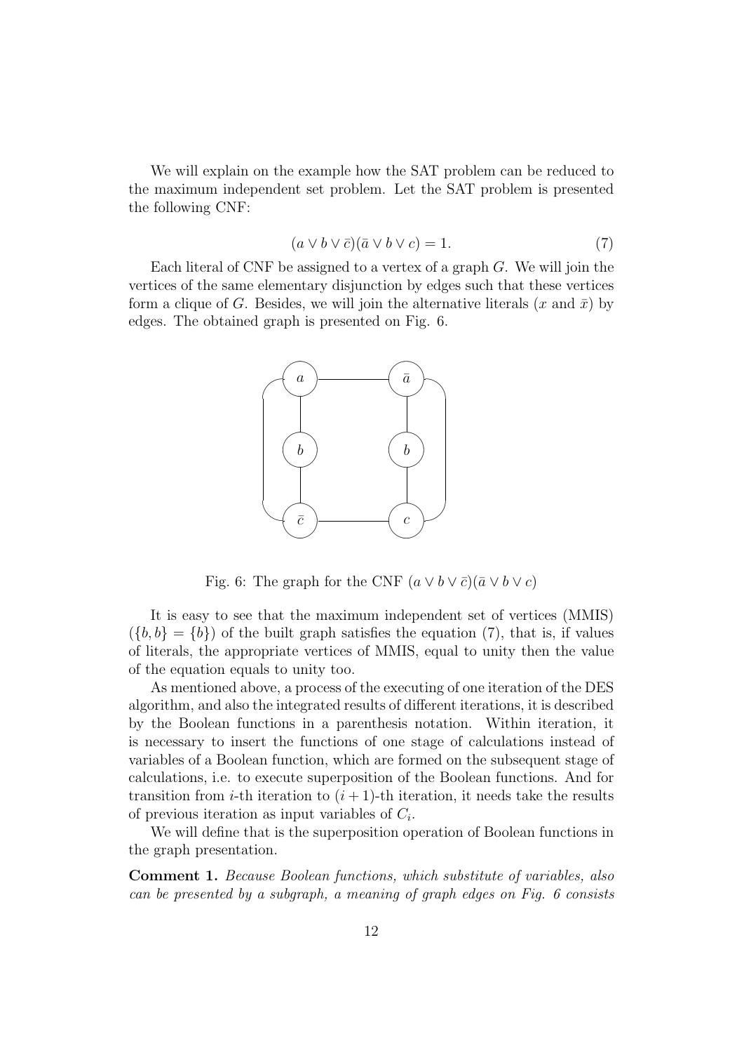We will explain on the example how the SAT problem can be reduced to the maximum independent set problem. Let the SAT problem is presented the following CNF:

$$(a \vee b \vee \bar{c})(\bar{a} \vee b \vee c) = 1. \tag{7}$$

Each literal of CNF be assigned to a vertex of a graph $G$. We will join the vertices of the same elementary disjunction by edges such that these vertices form a clique of $G$. Besides, we will join the alternative literals ($x$ and $\bar{x}$) by edges. The obtained graph is presented on Fig. 6.

Fig. 6: The graph for the CNF $(a \vee b \vee \bar{c})(\bar{a} \vee b \vee c)$

It is easy to see that the maximum independent set of vertices (MMIS) ($\{b, b\} = \{b\}$) of the built graph satisfies the equation (7), that is, if values of literals, the appropriate vertices of MMIS, equal to unity then the value of the equation equals to unity too.

As mentioned above, a process of the executing of one iteration of the DES algorithm, and also the integrated results of different iterations, it is described by the Boolean functions in a parenthesis notation. Within iteration, it is necessary to insert the functions of one stage of calculations instead of variables of a Boolean function, which are formed on the subsequent stage of calculations, i.e. to execute superposition of the Boolean functions. And for transition from $i$-th iteration to $(i+1)$-th iteration, it needs take the results of previous iteration as input variables of $C_i$.

We will define that is the superposition operation of Boolean functions in the graph presentation.

**Comment 1.** *Because Boolean functions, which substitute of variables, also can be presented by a subgraph, a meaning of graph edges on Fig. 6 consists*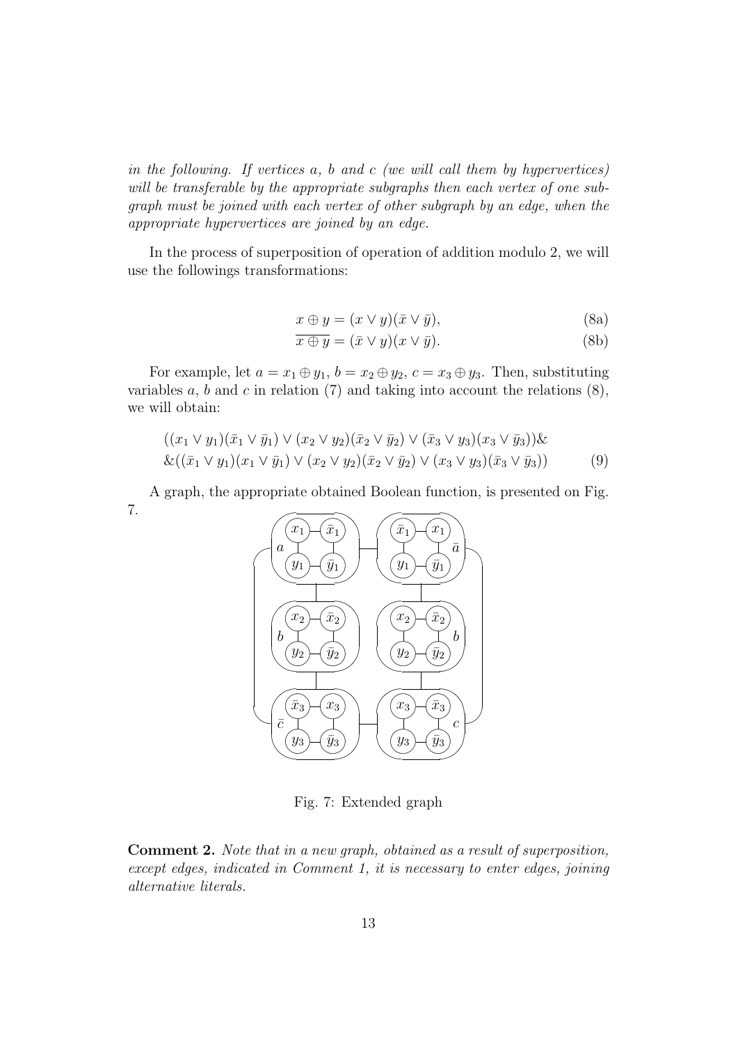*in the following. If vertices a, b and c (we will call them by hypervertices) will be transferable by the appropriate subgraphs then each vertex of one subgraph must be joined with each vertex of other subgraph by an edge, when the appropriate hypervertices are joined by an edge.*

In the process of superposition of operation of addition modulo 2, we will use the followings transformations:

$$x \oplus y = (x \vee y)(\bar{x} \vee \bar{y}), \tag{8a}$$

$$\overline{x \oplus y} = (\bar{x} \vee y)(x \vee \bar{y}). \tag{8b}$$

For example, let $a = x_1 \oplus y_1$, $b = x_2 \oplus y_2$, $c = x_3 \oplus y_3$. Then, substituting variables $a$, $b$ and $c$ in relation (7) and taking into account the relations (8), we will obtain:

$$\begin{aligned}&((x_1 \vee y_1)(\bar{x}_1 \vee \bar{y}_1) \vee (x_2 \vee y_2)(\bar{x}_2 \vee \bar{y}_2) \vee (\bar{x}_3 \vee y_3)(x_3 \vee \bar{y}_3))\& \\ &\&((\bar{x}_1 \vee y_1)(x_1 \vee \bar{y}_1) \vee (x_2 \vee y_2)(\bar{x}_2 \vee \bar{y}_2) \vee (x_3 \vee y_3)(\bar{x}_3 \vee \bar{y}_3))\end{aligned} \tag{9}$$

A graph, the appropriate obtained Boolean function, is presented on Fig. 7.

Fig. 7: Extended graph

**Comment 2.** *Note that in a new graph, obtained as a result of superposition, except edges, indicated in Comment 1, it is necessary to enter edges, joining alternative literals.*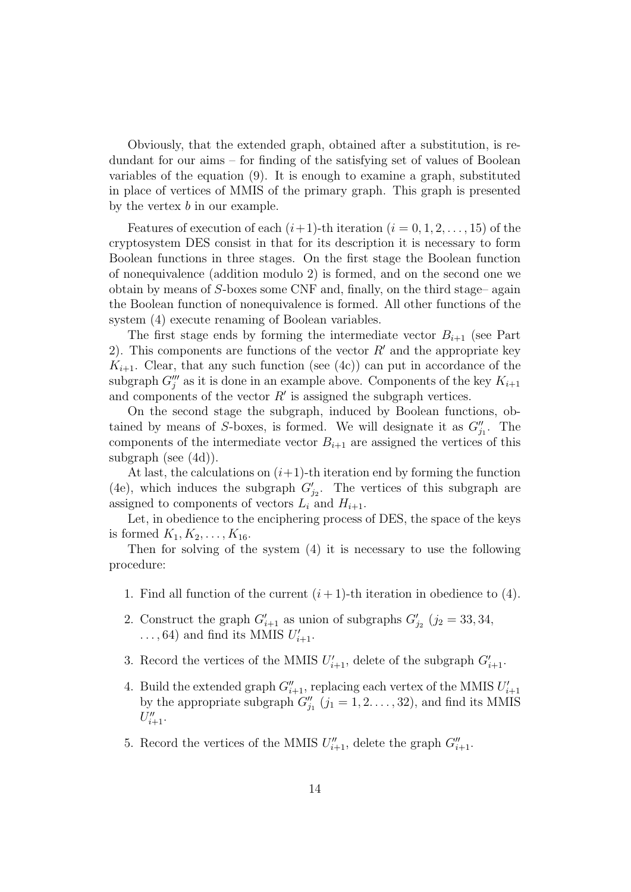Obviously, that the extended graph, obtained after a substitution, is redundant for our aims – for finding of the satisfying set of values of Boolean variables of the equation (9). It is enough to examine a graph, substituted in place of vertices of MMIS of the primary graph. This graph is presented by the vertex $b$ in our example.

Features of execution of each $(i+1)$-th iteration $(i = 0, 1, 2, \ldots, 15)$ of the cryptosystem DES consist in that for its description it is necessary to form Boolean functions in three stages. On the first stage the Boolean function of nonequivalence (addition modulo 2) is formed, and on the second one we obtain by means of $S$-boxes some CNF and, finally, on the third stage– again the Boolean function of nonequivalence is formed. All other functions of the system (4) execute renaming of Boolean variables.

The first stage ends by forming the intermediate vector $B_{i+1}$ (see Part 2). This components are functions of the vector $R'$ and the appropriate key $K_{i+1}$. Clear, that any such function (see (4c)) can put in accordance of the subgraph $G'''_j$ as it is done in an example above. Components of the key $K_{i+1}$ and components of the vector $R'$ is assigned the subgraph vertices.

On the second stage the subgraph, induced by Boolean functions, obtained by means of $S$-boxes, is formed. We will designate it as $G''_{j_1}$. The components of the intermediate vector $B_{i+1}$ are assigned the vertices of this subgraph (see (4d)).

At last, the calculations on $(i+1)$-th iteration end by forming the function (4e), which induces the subgraph $G'_{j_2}$. The vertices of this subgraph are assigned to components of vectors $L_i$ and $H_{i+1}$.

Let, in obedience to the enciphering process of DES, the space of the keys is formed $K_1, K_2, \ldots, K_{16}$.

Then for solving of the system (4) it is necessary to use the following procedure:

1. Find all function of the current $(i+1)$-th iteration in obedience to (4).
2. Construct the graph $G'_{i+1}$ as union of subgraphs $G'_{j_2}$ $(j_2 = 33, 34, \ldots, 64)$ and find its MMIS $U'_{i+1}$.
3. Record the vertices of the MMIS $U'_{i+1}$, delete of the subgraph $G'_{i+1}$.
4. Build the extended graph $G''_{i+1}$, replacing each vertex of the MMIS $U'_{i+1}$ by the appropriate subgraph $G''_{j_1}$ $(j_1 = 1, 2. \ldots, 32)$, and find its MMIS $U''_{i+1}$.
5. Record the vertices of the MMIS $U''_{i+1}$, delete the graph $G''_{i+1}$.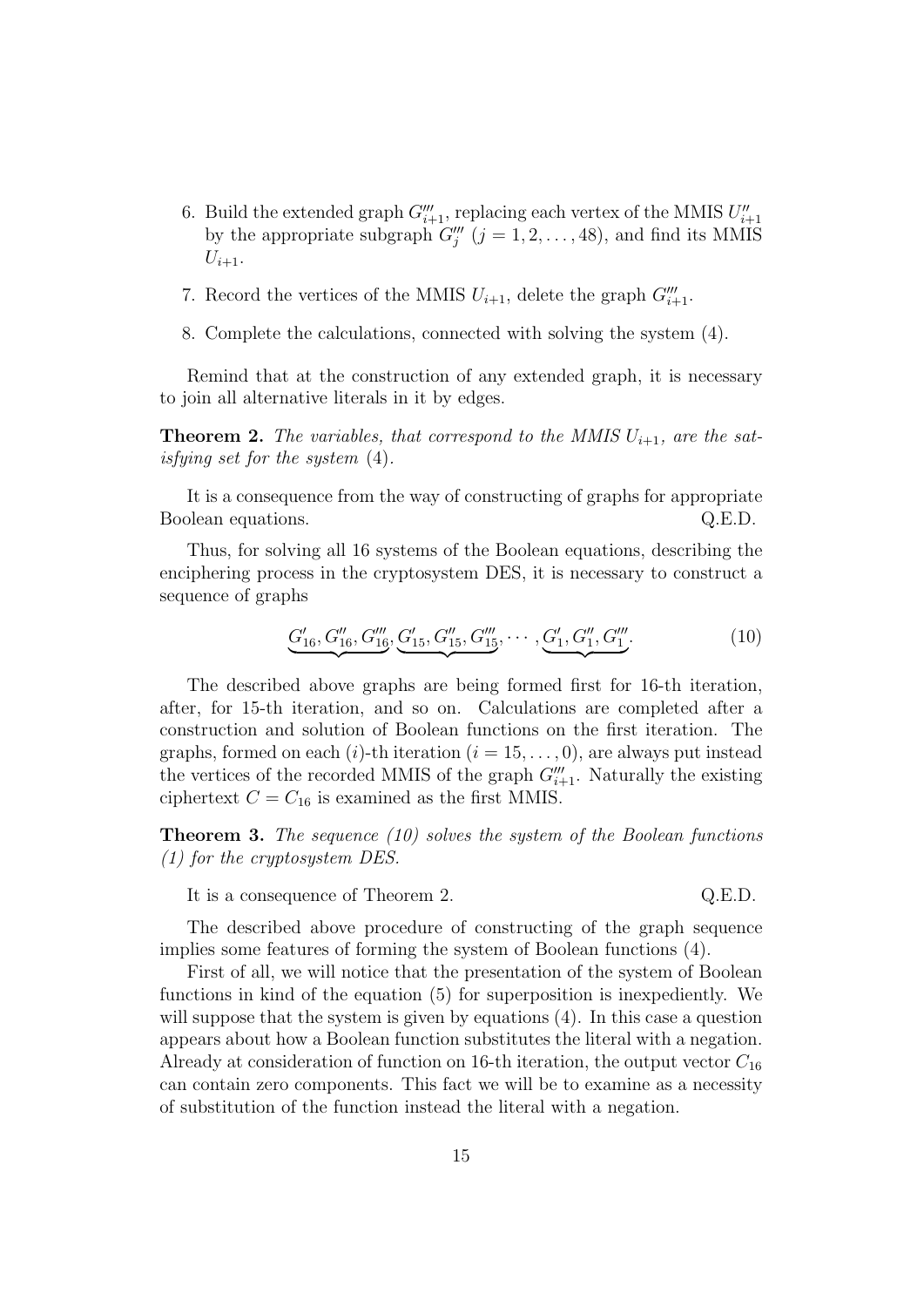6. Build the extended graph $G'''_{i+1}$, replacing each vertex of the MMIS $U''_{i+1}$ by the appropriate subgraph $G'''_j$ $(j = 1, 2, \ldots, 48)$, and find its MMIS $U_{i+1}$.

7. Record the vertices of the MMIS $U_{i+1}$, delete the graph $G'''_{i+1}$.

8. Complete the calculations, connected with solving the system (4).

Remind that at the construction of any extended graph, it is necessary to join all alternative literals in it by edges.

**Theorem 2.** *The variables, that correspond to the MMIS $U_{i+1}$, are the satisfying set for the system (4).*

It is a consequence from the way of constructing of graphs for appropriate Boolean equations. Q.E.D.

Thus, for solving all 16 systems of the Boolean equations, describing the enciphering process in the cryptosystem DES, it is necessary to construct a sequence of graphs

$$\underbrace{G'_{16}, G''_{16}, G'''_{16}}, \underbrace{G'_{15}, G''_{15}, G'''_{15}}, \cdots, \underbrace{G'_{1}, G''_{1}, G'''_{1}}. \tag{10}$$

The described above graphs are being formed first for 16-th iteration, after, for 15-th iteration, and so on. Calculations are completed after a construction and solution of Boolean functions on the first iteration. The graphs, formed on each $(i)$-th iteration $(i = 15, \ldots, 0)$, are always put instead the vertices of the recorded MMIS of the graph $G'''_{i+1}$. Naturally the existing ciphertext $C = C_{16}$ is examined as the first MMIS.

**Theorem 3.** *The sequence (10) solves the system of the Boolean functions (1) for the cryptosystem DES.*

It is a consequence of Theorem 2. Q.E.D.

The described above procedure of constructing of the graph sequence implies some features of forming the system of Boolean functions (4).

First of all, we will notice that the presentation of the system of Boolean functions in kind of the equation (5) for superposition is inexpediently. We will suppose that the system is given by equations (4). In this case a question appears about how a Boolean function substitutes the literal with a negation. Already at consideration of function on 16-th iteration, the output vector $C_{16}$ can contain zero components. This fact we will be to examine as a necessity of substitution of the function instead the literal with a negation.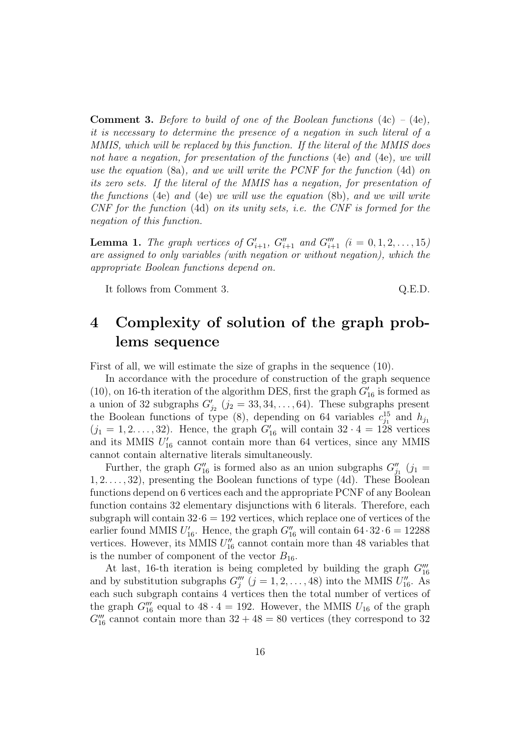**Comment 3.** *Before to build of one of the Boolean functions* (4c) – (4e)*, it is necessary to determine the presence of a negation in such literal of a MMIS, which will be replaced by this function. If the literal of the MMIS does not have a negation, for presentation of the functions* (4e) *and* (4e)*, we will use the equation* (8a)*, and we will write the PCNF for the function* (4d) *on its zero sets. If the literal of the MMIS has a negation, for presentation of the functions* (4e) *and* (4e) *we will use the equation* (8b)*, and we will write CNF for the function* (4d) *on its unity sets, i.e. the CNF is formed for the negation of this function.*

**Lemma 1.** *The graph vertices of $G'_{i+1}$, $G''_{i+1}$ and $G'''_{i+1}$ ($i = 0, 1, 2, \ldots, 15$) are assigned to only variables (with negation or without negation), which the appropriate Boolean functions depend on.*

It follows from Comment 3. Q.E.D.

# 4 Complexity of solution of the graph problems sequence

First of all, we will estimate the size of graphs in the sequence (10).

In accordance with the procedure of construction of the graph sequence (10), on 16-th iteration of the algorithm DES, first the graph $G'_{16}$ is formed as a union of 32 subgraphs $G'_{j_2}$ ($j_2 = 33, 34, \ldots, 64$). These subgraphs present the Boolean functions of type (8), depending on 64 variables $c^{15}_{j_1}$ and $h_{j_1}$ ($j_1 = 1, 2. \ldots, 32$). Hence, the graph $G'_{16}$ will contain $32 \cdot 4 = 128$ vertices and its MMIS $U'_{16}$ cannot contain more than 64 vertices, since any MMIS cannot contain alternative literals simultaneously.

Further, the graph $G''_{16}$ is formed also as an union subgraphs $G''_{j_1}$ ($j_1 = 1, 2. \ldots, 32$), presenting the Boolean functions of type (4d). These Boolean functions depend on 6 vertices each and the appropriate PCNF of any Boolean function contains 32 elementary disjunctions with 6 literals. Therefore, each subgraph will contain $32 \cdot 6 = 192$ vertices, which replace one of vertices of the earlier found MMIS $U'_{16}$. Hence, the graph $G''_{16}$ will contain $64 \cdot 32 \cdot 6 = 12288$ vertices. However, its MMIS $U''_{16}$ cannot contain more than 48 variables that is the number of component of the vector $B_{16}$.

At last, 16-th iteration is being completed by building the graph $G'''_{16}$ and by substitution subgraphs $G'''_j$ ($j = 1, 2, \ldots, 48$) into the MMIS $U''_{16}$. As each such subgraph contains 4 vertices then the total number of vertices of the graph $G'''_{16}$ equal to $48 \cdot 4 = 192$. However, the MMIS $U_{16}$ of the graph $G'''_{16}$ cannot contain more than $32 + 48 = 80$ vertices (they correspond to 32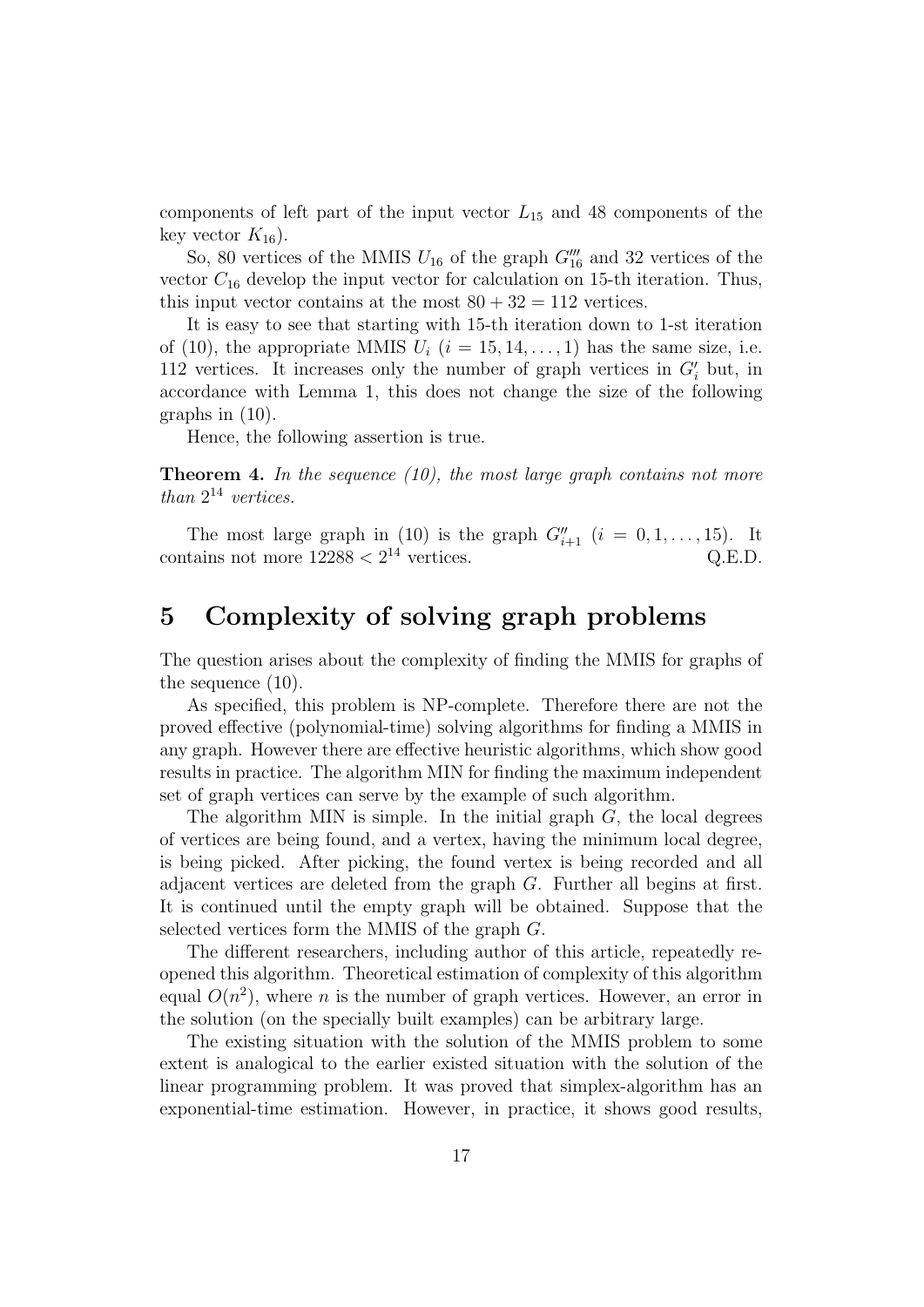components of left part of the input vector $L_{15}$ and 48 components of the key vector $K_{16}$).

So, 80 vertices of the MMIS $U_{16}$ of the graph $G_{16}''''$ and 32 vertices of the vector $C_{16}$ develop the input vector for calculation on 15-th iteration. Thus, this input vector contains at the most $80 + 32 = 112$ vertices.

It is easy to see that starting with 15-th iteration down to 1-st iteration of (10), the appropriate MMIS $U_i$ $(i = 15, 14, \dots, 1)$ has the same size, i.e. 112 vertices. It increases only the number of graph vertices in $G_i'$ but, in accordance with Lemma 1, this does not change the size of the following graphs in (10).

Hence, the following assertion is true.

**Theorem 4.** *In the sequence (10), the most large graph contains not more than $2^{14}$ vertices.*

The most large graph in (10) is the graph $G_{i+1}''$ $(i = 0, 1, \dots, 15)$. It contains not more $12288 < 2^{14}$ vertices. Q.E.D.

# 5 Complexity of solving graph problems

The question arises about the complexity of finding the MMIS for graphs of the sequence (10).

As specified, this problem is NP-complete. Therefore there are not the proved effective (polynomial-time) solving algorithms for finding a MMIS in any graph. However there are effective heuristic algorithms, which show good results in practice. The algorithm MIN for finding the maximum independent set of graph vertices can serve by the example of such algorithm.

The algorithm MIN is simple. In the initial graph $G$, the local degrees of vertices are being found, and a vertex, having the minimum local degree, is being picked. After picking, the found vertex is being recorded and all adjacent vertices are deleted from the graph $G$. Further all begins at first. It is continued until the empty graph will be obtained. Suppose that the selected vertices form the MMIS of the graph $G$.

The different researchers, including author of this article, repeatedly reopened this algorithm. Theoretical estimation of complexity of this algorithm equal $O(n^2)$, where $n$ is the number of graph vertices. However, an error in the solution (on the specially built examples) can be arbitrary large.

The existing situation with the solution of the MMIS problem to some extent is analogical to the earlier existed situation with the solution of the linear programming problem. It was proved that simplex-algorithm has an exponential-time estimation. However, in practice, it shows good results,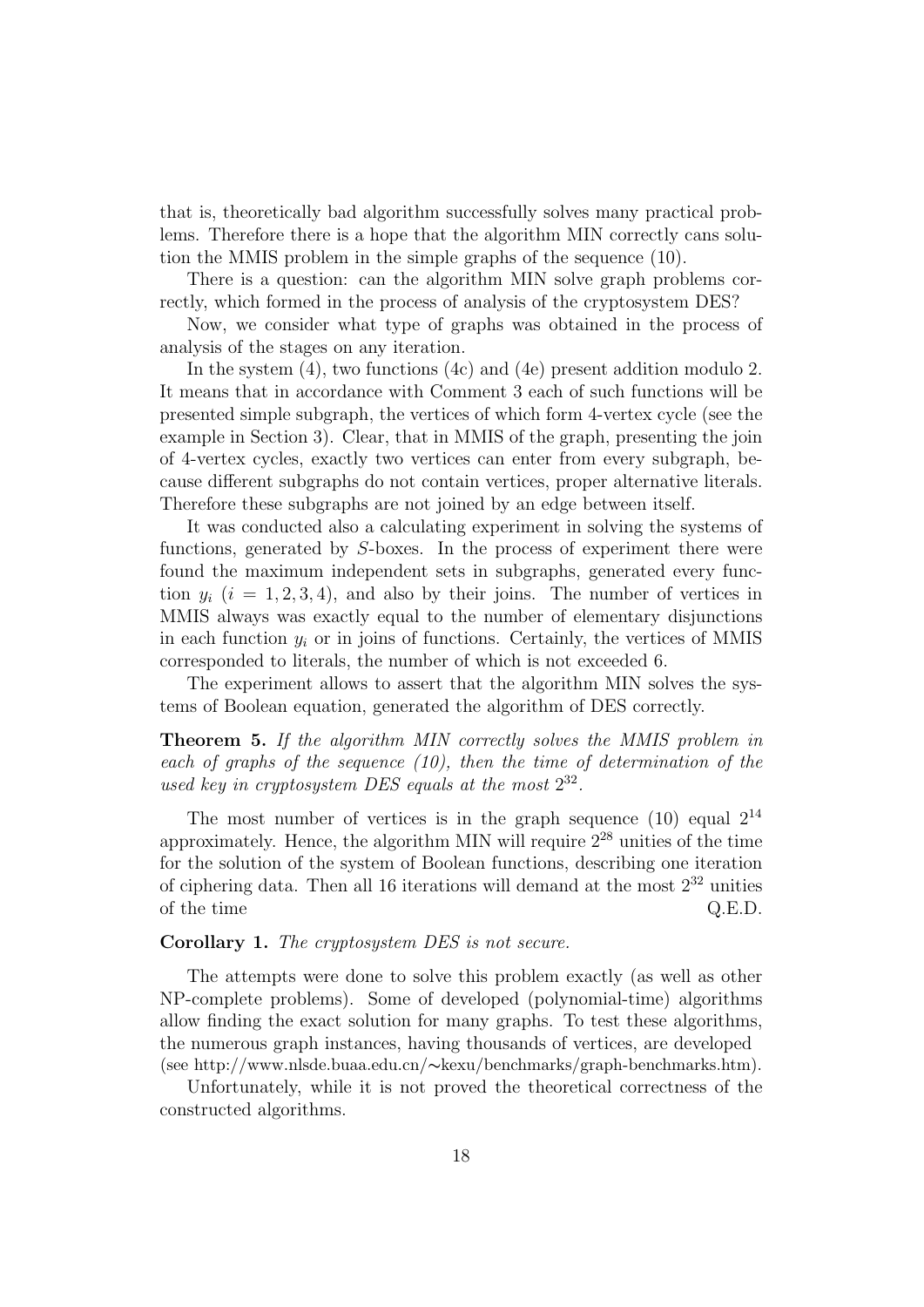that is, theoretically bad algorithm successfully solves many practical problems. Therefore there is a hope that the algorithm MIN correctly cans solution the MMIS problem in the simple graphs of the sequence (10).

There is a question: can the algorithm MIN solve graph problems correctly, which formed in the process of analysis of the cryptosystem DES?

Now, we consider what type of graphs was obtained in the process of analysis of the stages on any iteration.

In the system (4), two functions (4c) and (4e) present addition modulo 2. It means that in accordance with Comment 3 each of such functions will be presented simple subgraph, the vertices of which form 4-vertex cycle (see the example in Section 3). Clear, that in MMIS of the graph, presenting the join of 4-vertex cycles, exactly two vertices can enter from every subgraph, because different subgraphs do not contain vertices, proper alternative literals. Therefore these subgraphs are not joined by an edge between itself.

It was conducted also a calculating experiment in solving the systems of functions, generated by $S$-boxes. In the process of experiment there were found the maximum independent sets in subgraphs, generated every function $y_i$ ($i = 1, 2, 3, 4$), and also by their joins. The number of vertices in MMIS always was exactly equal to the number of elementary disjunctions in each function $y_i$ or in joins of functions. Certainly, the vertices of MMIS corresponded to literals, the number of which is not exceeded 6.

The experiment allows to assert that the algorithm MIN solves the systems of Boolean equation, generated the algorithm of DES correctly.

**Theorem 5.** *If the algorithm MIN correctly solves the MMIS problem in each of graphs of the sequence (10), then the time of determination of the used key in cryptosystem DES equals at the most $2^{32}$.*

The most number of vertices is in the graph sequence (10) equal $2^{14}$ approximately. Hence, the algorithm MIN will require $2^{28}$ unities of the time for the solution of the system of Boolean functions, describing one iteration of ciphering data. Then all 16 iterations will demand at the most $2^{32}$ unities of the time Q.E.D.

**Corollary 1.** *The cryptosystem DES is not secure.*

The attempts were done to solve this problem exactly (as well as other NP-complete problems). Some of developed (polynomial-time) algorithms allow finding the exact solution for many graphs. To test these algorithms, the numerous graph instances, having thousands of vertices, are developed (see http://www.nlsde.buaa.edu.cn/∼kexu/benchmarks/graph-benchmarks.htm).

Unfortunately, while it is not proved the theoretical correctness of the constructed algorithms.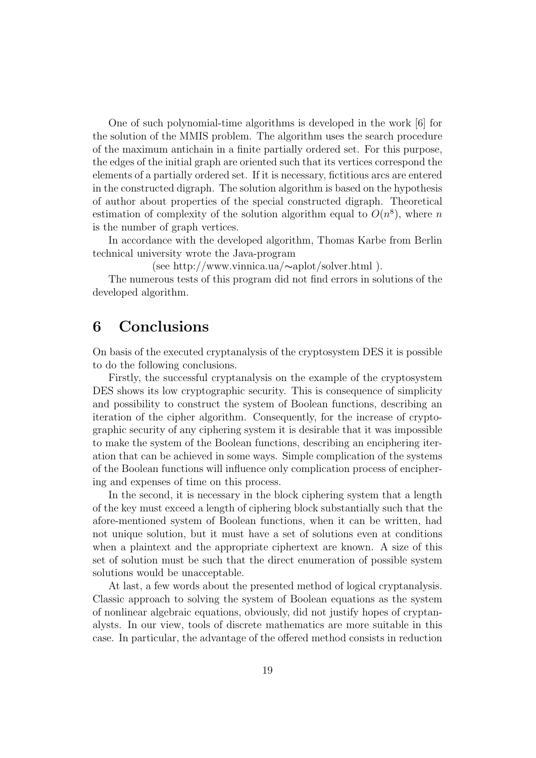One of such polynomial-time algorithms is developed in the work [6] for the solution of the MMIS problem. The algorithm uses the search procedure of the maximum antichain in a finite partially ordered set. For this purpose, the edges of the initial graph are oriented such that its vertices correspond the elements of a partially ordered set. If it is necessary, fictitious arcs are entered in the constructed digraph. The solution algorithm is based on the hypothesis of author about properties of the special constructed digraph. Theoretical estimation of complexity of the solution algorithm equal to $O(n^8)$, where $n$ is the number of graph vertices.

In accordance with the developed algorithm, Thomas Karbe from Berlin technical university wrote the Java-program

(see http://www.vinnica.ua/∼aplot/solver.html ).

The numerous tests of this program did not find errors in solutions of the developed algorithm.

# 6 Conclusions

On basis of the executed cryptanalysis of the cryptosystem DES it is possible to do the following conclusions.

Firstly, the successful cryptanalysis on the example of the cryptosystem DES shows its low cryptographic security. This is consequence of simplicity and possibility to construct the system of Boolean functions, describing an iteration of the cipher algorithm. Consequently, for the increase of cryptographic security of any ciphering system it is desirable that it was impossible to make the system of the Boolean functions, describing an enciphering iteration that can be achieved in some ways. Simple complication of the systems of the Boolean functions will influence only complication process of enciphering and expenses of time on this process.

In the second, it is necessary in the block ciphering system that a length of the key must exceed a length of ciphering block substantially such that the afore-mentioned system of Boolean functions, when it can be written, had not unique solution, but it must have a set of solutions even at conditions when a plaintext and the appropriate ciphertext are known. A size of this set of solution must be such that the direct enumeration of possible system solutions would be unacceptable.

At last, a few words about the presented method of logical cryptanalysis. Classic approach to solving the system of Boolean equations as the system of nonlinear algebraic equations, obviously, did not justify hopes of cryptanalysts. In our view, tools of discrete mathematics are more suitable in this case. In particular, the advantage of the offered method consists in reduction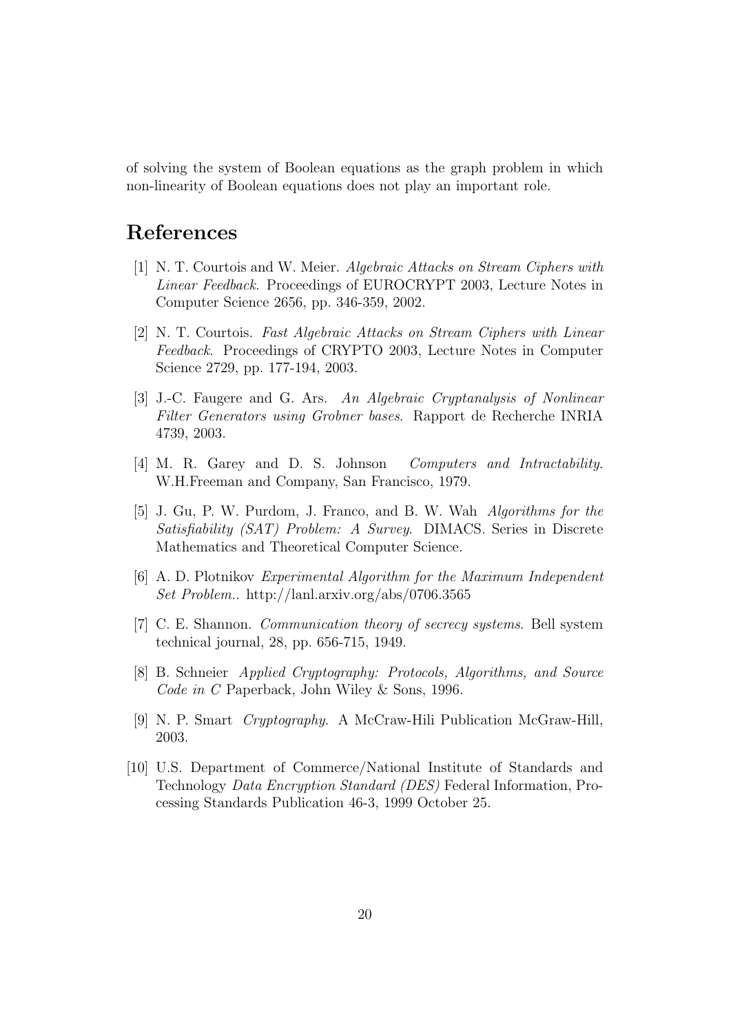of solving the system of Boolean equations as the graph problem in which non-linearity of Boolean equations does not play an important role.

# References

[1] N. T. Courtois and W. Meier. *Algebraic Attacks on Stream Ciphers with Linear Feedback*. Proceedings of EUROCRYPT 2003, Lecture Notes in Computer Science 2656, pp. 346-359, 2002.

[2] N. T. Courtois. *Fast Algebraic Attacks on Stream Ciphers with Linear Feedback*. Proceedings of CRYPTO 2003, Lecture Notes in Computer Science 2729, pp. 177-194, 2003.

[3] J.-C. Faugere and G. Ars. *An Algebraic Cryptanalysis of Nonlinear Filter Generators using Grobner bases*. Rapport de Recherche INRIA 4739, 2003.

[4] M. R. Garey and D. S. Johnson *Computers and Intractability*. W.H.Freeman and Company, San Francisco, 1979.

[5] J. Gu, P. W. Purdom, J. Franco, and B. W. Wah *Algorithms for the Satisfiability (SAT) Problem: A Survey*. DIMACS. Series in Discrete Mathematics and Theoretical Computer Science.

[6] A. D. Plotnikov *Experimental Algorithm for the Maximum Independent Set Problem.*. http://lanl.arxiv.org/abs/0706.3565

[7] C. E. Shannon. *Communication theory of secrecy systems*. Bell system technical journal, 28, pp. 656-715, 1949.

[8] B. Schneier *Applied Cryptography: Protocols, Algorithms, and Source Code in C* Paperback, John Wiley & Sons, 1996.

[9] N. P. Smart *Cryptography*. A McCraw-Hili Publication McGraw-Hill, 2003.

[10] U.S. Department of Commerce/National Institute of Standards and Technology *Data Encryption Standard (DES)* Federal Information, Processing Standards Publication 46-3, 1999 October 25.